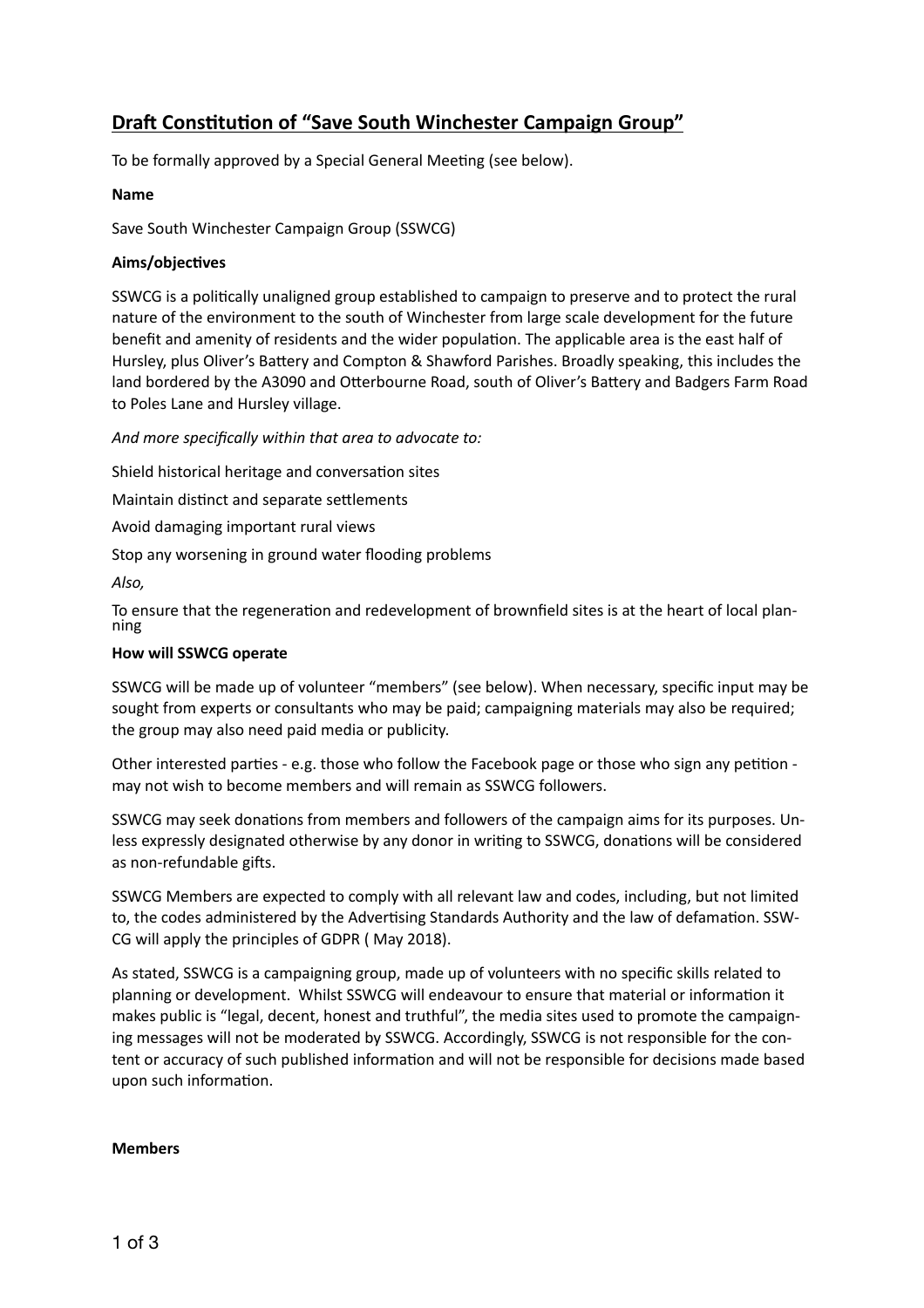# Draft Constitution of "Save South Winchester Campaign Group"

To be formally approved by a Special General Meeting (see below).

**Name**

Save South Winchester Campaign Group (SSWCG)

**Aims/objectives**

SSWCG is a politically unaligned group established to campaign to preserve and to protect the rural nature of the environment to the south of Winchester from large scale development for the future benefit and amenity of residents and the wider population. The applicable area is the east half of Hursley, plus Oliver's Battery and Compton & Shawford Parishes. Broadly speaking, this includes the land bordered by the A3090 and Otterbourne Road, south of Oliver's Battery and Badgers Farm Road to Poles Lane and Hursley village.

*And more specifically within that area to advocate to:*

Shield historical heritage and conversation sites

Maintain distinct and separate settlements

Avoid damaging important rural views

Stop any worsening in ground water flooding problems

*Also,*

To ensure that the regeneration and redevelopment of brownfield sites is at the heart of local planning

**How will SSWCG operate**

SSWCG will be made up of volunteer "members" (see below). When necessary, specific input may be sought from experts or consultants who may be paid; campaigning materials may also be required; the group may also need paid media or publicity.

Other interested parties - e.g. those who follow the Facebook page or those who sign any petition - may not wish to become members and will remain as SSWCG followers.

SSWCG may seek donations from members and followers of the campaign aims for its purposes. Unless expressly designated otherwise by any donor in writing to SSWCG, donations will be considered as non-refundable gifts.

SSWCG Members are expected to comply with all relevant law and codes, including, but not limited to, the codes administered by the Advertising Standards Authority and the law of defamation. SSWCG will apply the principles of GDPR ( May 2018).

As stated, SSWCG is a campaigning group, made up of volunteers with no specific skills related to planning or development. Whilst SSWCG will endeavour to ensure that material or information it makes public is "legal, decent, honest and truthful", the media sites used to promote the campaigning messages will not be moderated by SSWCG. Accordingly, SSWCG is not responsible for the content or accuracy of such published information and will not be responsible for decisions made based upon such information.

**Members**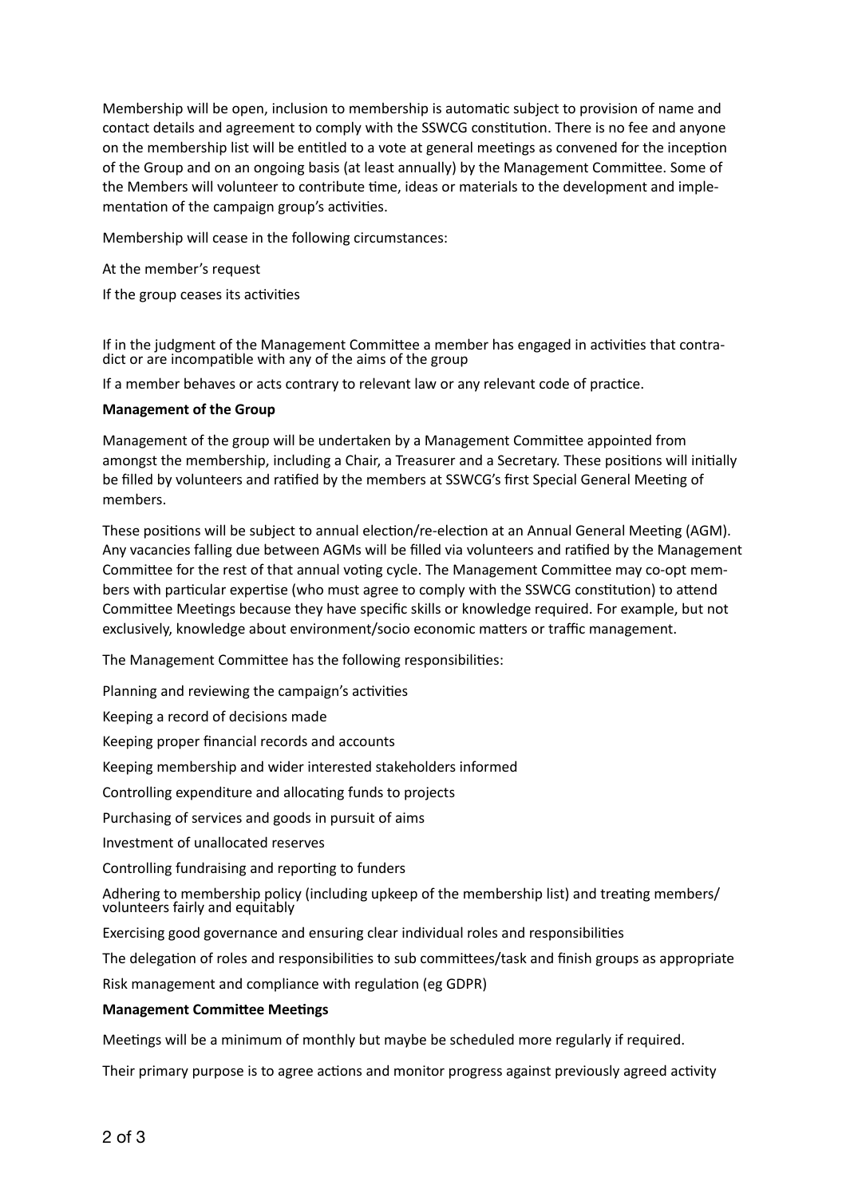Membership will be open, inclusion to membership is automatic subject to provision of name and contact details and agreement to comply with the SSWCG constitution. There is no fee and anyone on the membership list will be entitled to a vote at general meetings as convened for the inception of the Group and on an ongoing basis (at least annually) by the Management Committee. Some of the Members will volunteer to contribute time, ideas or materials to the development and implementation of the campaign group's activities.

Membership will cease in the following circumstances:

At the member's request

If the group ceases its activities

If in the judgment of the Management Committee a member has engaged in activities that contradict or are incompatible with any of the aims of the group

If a member behaves or acts contrary to relevant law or any relevant code of practice.

**Management of the Group**

Management of the group will be undertaken by a Management Committee appointed from amongst the membership, including a Chair, a Treasurer and a Secretary. These positions will initially be filled by volunteers and ratified by the members at SSWCG's first Special General Meeting of members.

These positions will be subject to annual election/re-election at an Annual General Meeting (AGM). Any vacancies falling due between AGMs will be filled via volunteers and ratified by the Management Committee for the rest of that annual voting cycle. The Management Committee may co-opt members with particular expertise (who must agree to comply with the SSWCG constitution) to attend Committee Meetings because they have specific skills or knowledge required. For example, but not exclusively, knowledge about environment/socio economic matters or traffic management.

The Management Committee has the following responsibilities:

Planning and reviewing the campaign's activities

Keeping a record of decisions made

Keeping proper financial records and accounts

Keeping membership and wider interested stakeholders informed

Controlling expenditure and allocating funds to projects

Purchasing of services and goods in pursuit of aims

Investment of unallocated reserves

Controlling fundraising and reporting to funders

Adhering to membership policy (including upkeep of the membership list) and treating members/volunteers fairly and equitably

Exercising good governance and ensuring clear individual roles and responsibilities

The delegation of roles and responsibilities to sub committees/task and finish groups as appropriate

Risk management and compliance with regulation (eg GDPR)

**Management Committee Meetings**

Meetings will be a minimum of monthly but maybe be scheduled more regularly if required.

Their primary purpose is to agree actions and monitor progress against previously agreed activity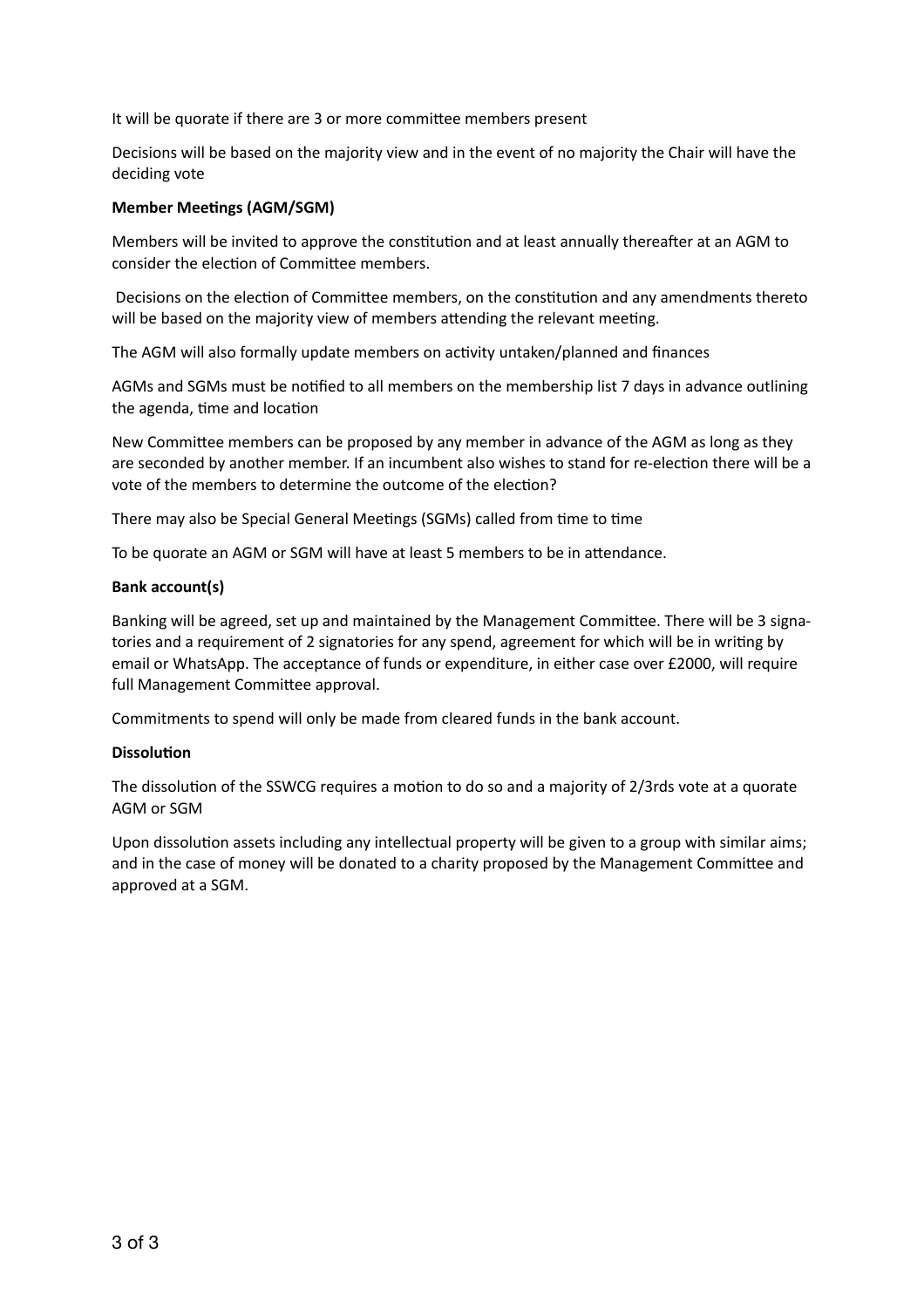It will be quorate if there are 3 or more committee members present

Decisions will be based on the majority view and in the event of no majority the Chair will have the deciding vote

**Member Meetings (AGM/SGM)**

Members will be invited to approve the constitution and at least annually thereafter at an AGM to consider the election of Committee members.

Decisions on the election of Committee members, on the constitution and any amendments thereto will be based on the majority view of members attending the relevant meeting.

The AGM will also formally update members on activity untaken/planned and finances

AGMs and SGMs must be notified to all members on the membership list 7 days in advance outlining the agenda, time and location

New Committee members can be proposed by any member in advance of the AGM as long as they are seconded by another member. If an incumbent also wishes to stand for re-election there will be a vote of the members to determine the outcome of the election?

There may also be Special General Meetings (SGMs) called from time to time

To be quorate an AGM or SGM will have at least 5 members to be in attendance.

**Bank account(s)**

Banking will be agreed, set up and maintained by the Management Committee. There will be 3 signatories and a requirement of 2 signatories for any spend, agreement for which will be in writing by email or WhatsApp. The acceptance of funds or expenditure, in either case over £2000, will require full Management Committee approval.

Commitments to spend will only be made from cleared funds in the bank account.

**Dissolution**

The dissolution of the SSWCG requires a motion to do so and a majority of 2/3rds vote at a quorate AGM or SGM

Upon dissolution assets including any intellectual property will be given to a group with similar aims; and in the case of money will be donated to a charity proposed by the Management Committee and approved at a SGM.